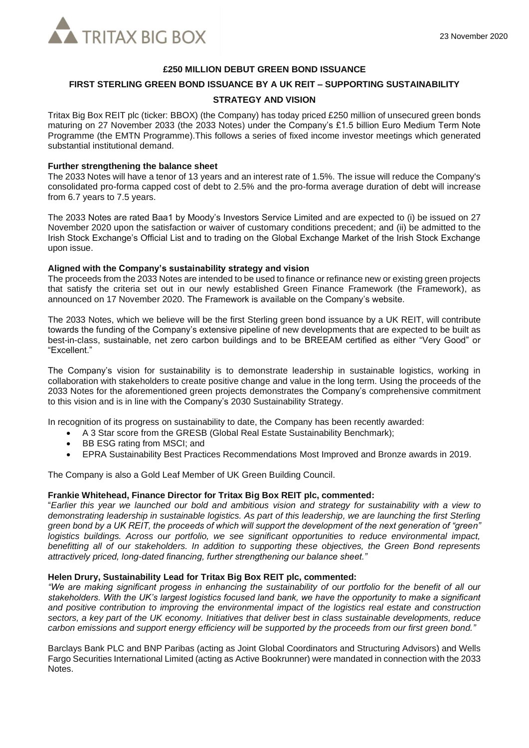TRITAX BIG BOX

23 November 2020

# £250 MILLION DEBUT GREEN BOND ISSUANCE

## FIRST STERLING GREEN BOND ISSUANCE BY A UK REIT – SUPPORTING SUSTAINABILITY STRATEGY AND VISION

Tritax Big Box REIT plc (ticker: BBOX) (the Company) has today priced £250 million of unsecured green bonds maturing on 27 November 2033 (the 2033 Notes) under the Company's £1.5 billion Euro Medium Term Note Programme (the EMTN Programme).This follows a series of fixed income investor meetings which generated substantial institutional demand.

**Further strengthening the balance sheet**

The 2033 Notes will have a tenor of 13 years and an interest rate of 1.5%. The issue will reduce the Company's consolidated pro-forma capped cost of debt to 2.5% and the pro-forma average duration of debt will increase from 6.7 years to 7.5 years.

The 2033 Notes are rated Baa1 by Moody's Investors Service Limited and are expected to (i) be issued on 27 November 2020 upon the satisfaction or waiver of customary conditions precedent; and (ii) be admitted to the Irish Stock Exchange's Official List and to trading on the Global Exchange Market of the Irish Stock Exchange upon issue.

**Aligned with the Company's sustainability strategy and vision**

The proceeds from the 2033 Notes are intended to be used to finance or refinance new or existing green projects that satisfy the criteria set out in our newly established Green Finance Framework (the Framework), as announced on 17 November 2020. The Framework is available on the Company's website.

The 2033 Notes, which we believe will be the first Sterling green bond issuance by a UK REIT, will contribute towards the funding of the Company's extensive pipeline of new developments that are expected to be built as best-in-class, sustainable, net zero carbon buildings and to be BREEAM certified as either "Very Good" or "Excellent."

The Company's vision for sustainability is to demonstrate leadership in sustainable logistics, working in collaboration with stakeholders to create positive change and value in the long term. Using the proceeds of the 2033 Notes for the aforementioned green projects demonstrates the Company's comprehensive commitment to this vision and is in line with the Company's 2030 Sustainability Strategy.

In recognition of its progress on sustainability to date, the Company has been recently awarded:

- A 3 Star score from the GRESB (Global Real Estate Sustainability Benchmark);
- BB ESG rating from MSCI; and
- EPRA Sustainability Best Practices Recommendations Most Improved and Bronze awards in 2019.

The Company is also a Gold Leaf Member of UK Green Building Council.

**Frankie Whitehead, Finance Director for Tritax Big Box REIT plc, commented:**

"*Earlier this year we launched our bold and ambitious vision and strategy for sustainability with a view to demonstrating leadership in sustainable logistics. As part of this leadership, we are launching the first Sterling green bond by a UK REIT, the proceeds of which will support the development of the next generation of "green" logistics buildings. Across our portfolio, we see significant opportunities to reduce environmental impact, benefitting all of our stakeholders. In addition to supporting these objectives, the Green Bond represents attractively priced, long-dated financing, further strengthening our balance sheet."*

**Helen Drury, Sustainability Lead for Tritax Big Box REIT plc, commented:**

*"We are making significant progess in enhancing the sustainability of our portfolio for the benefit of all our stakeholders. With the UK's largest logistics focused land bank, we have the opportunity to make a significant and positive contribution to improving the environmental impact of the logistics real estate and construction sectors, a key part of the UK economy. Initiatives that deliver best in class sustainable developments, reduce carbon emissions and support energy efficiency will be supported by the proceeds from our first green bond."*

Barclays Bank PLC and BNP Paribas (acting as Joint Global Coordinators and Structuring Advisors) and Wells Fargo Securities International Limited (acting as Active Bookrunner) were mandated in connection with the 2033 Notes.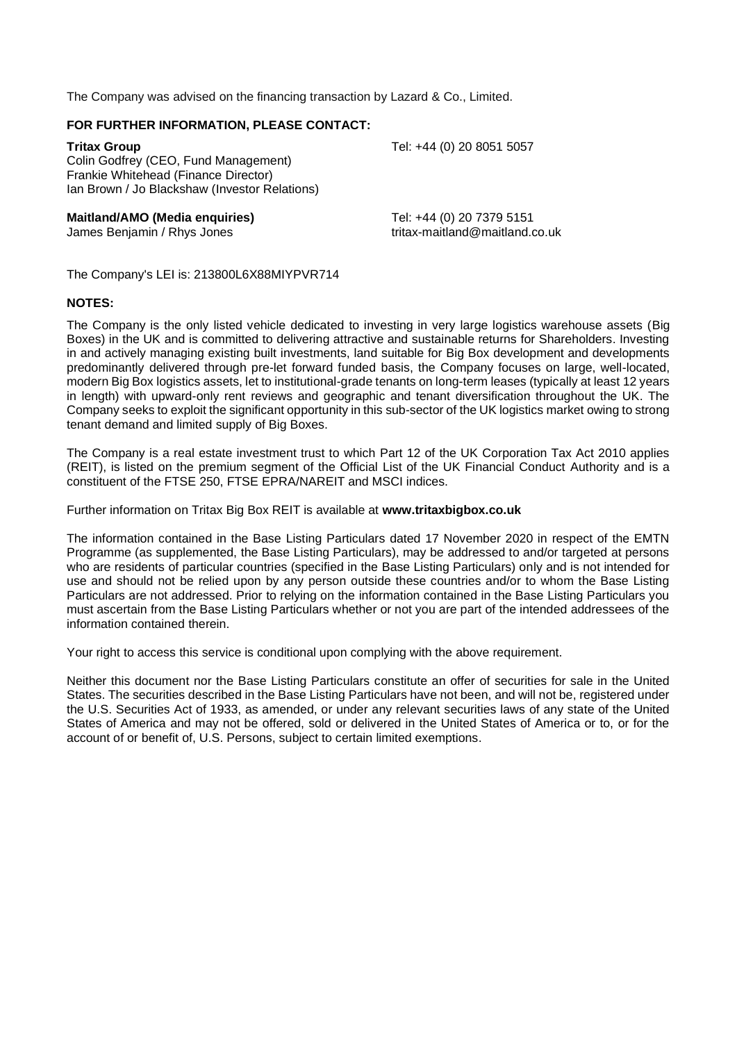The Company was advised on the financing transaction by Lazard & Co., Limited.

**FOR FURTHER INFORMATION, PLEASE CONTACT:**

| | |
|---|---|
| **Tritax Group**<br>Colin Godfrey (CEO, Fund Management)<br>Frankie Whitehead (Finance Director)<br>Ian Brown / Jo Blackshaw (Investor Relations) | Tel: +44 (0) 20 8051 5057 |
| **Maitland/AMO (Media enquiries)**<br>James Benjamin / Rhys Jones | Tel: +44 (0) 20 7379 5151<br>tritax-maitland@maitland.co.uk |

The Company's LEI is: 213800L6X88MIYPVR714

**NOTES:**

The Company is the only listed vehicle dedicated to investing in very large logistics warehouse assets (Big Boxes) in the UK and is committed to delivering attractive and sustainable returns for Shareholders. Investing in and actively managing existing built investments, land suitable for Big Box development and developments predominantly delivered through pre-let forward funded basis, the Company focuses on large, well-located, modern Big Box logistics assets, let to institutional-grade tenants on long-term leases (typically at least 12 years in length) with upward-only rent reviews and geographic and tenant diversification throughout the UK. The Company seeks to exploit the significant opportunity in this sub-sector of the UK logistics market owing to strong tenant demand and limited supply of Big Boxes.

The Company is a real estate investment trust to which Part 12 of the UK Corporation Tax Act 2010 applies (REIT), is listed on the premium segment of the Official List of the UK Financial Conduct Authority and is a constituent of the FTSE 250, FTSE EPRA/NAREIT and MSCI indices.

Further information on Tritax Big Box REIT is available at **www.tritaxbigbox.co.uk**

The information contained in the Base Listing Particulars dated 17 November 2020 in respect of the EMTN Programme (as supplemented, the Base Listing Particulars), may be addressed to and/or targeted at persons who are residents of particular countries (specified in the Base Listing Particulars) only and is not intended for use and should not be relied upon by any person outside these countries and/or to whom the Base Listing Particulars are not addressed. Prior to relying on the information contained in the Base Listing Particulars you must ascertain from the Base Listing Particulars whether or not you are part of the intended addressees of the information contained therein.

Your right to access this service is conditional upon complying with the above requirement.

Neither this document nor the Base Listing Particulars constitute an offer of securities for sale in the United States. The securities described in the Base Listing Particulars have not been, and will not be, registered under the U.S. Securities Act of 1933, as amended, or under any relevant securities laws of any state of the United States of America and may not be offered, sold or delivered in the United States of America or to, or for the account of or benefit of, U.S. Persons, subject to certain limited exemptions.